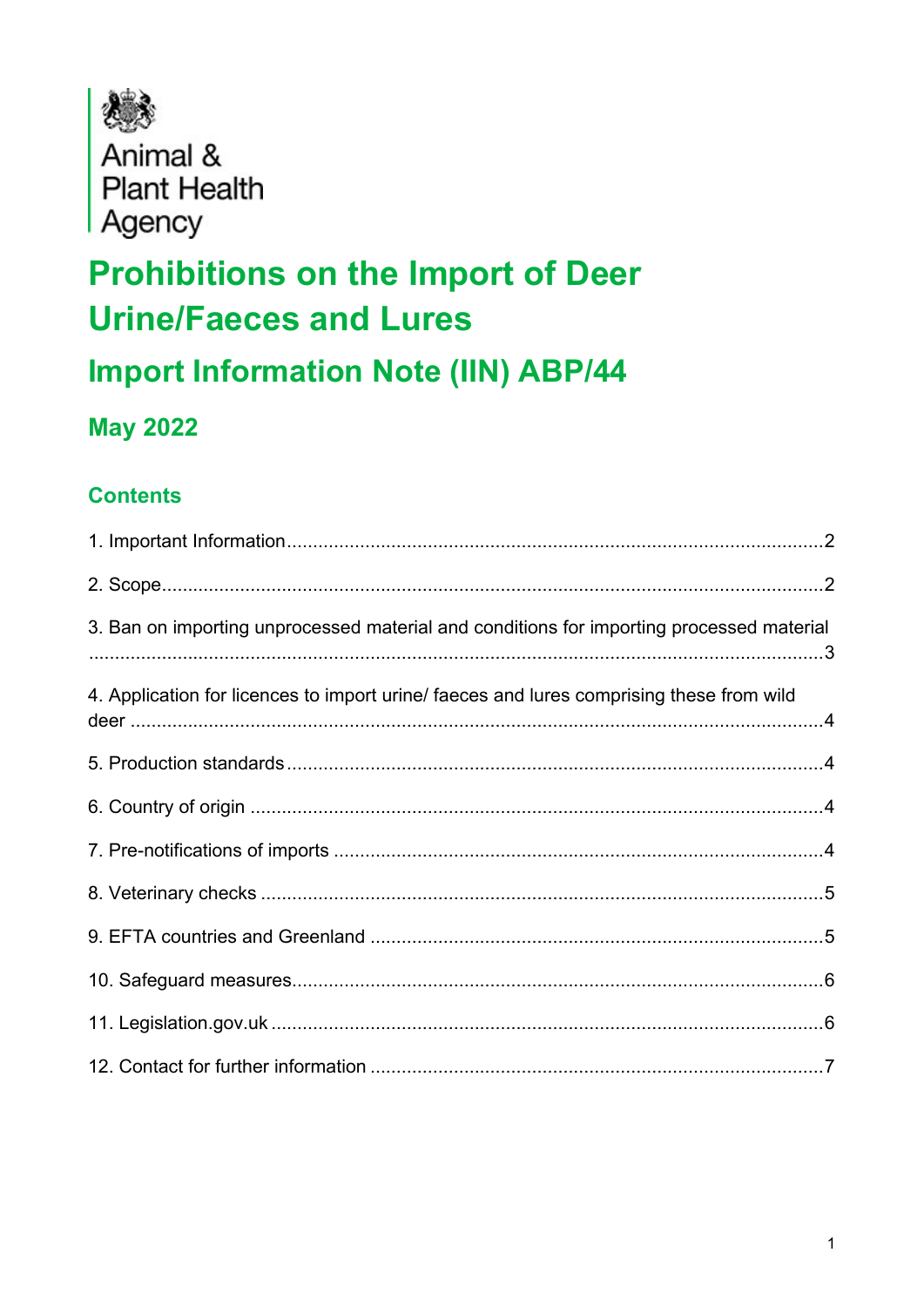Animal & Plant Health Agency

# Prohibitions on the Import of Deer Urine/Faeces and Lures

## Import Information Note (IIN) ABP/44

### May 2022

### Contents

1. Important Information ..... 2
2. Scope ..... 2
3. Ban on importing unprocessed material and conditions for importing processed material ..... 3
4. Application for licences to import urine/ faeces and lures comprising these from wild deer ..... 4
5. Production standards ..... 4
6. Country of origin ..... 4
7. Pre-notifications of imports ..... 4
8. Veterinary checks ..... 5
9. EFTA countries and Greenland ..... 5
10. Safeguard measures ..... 6
11. Legislation.gov.uk ..... 6
12. Contact for further information ..... 7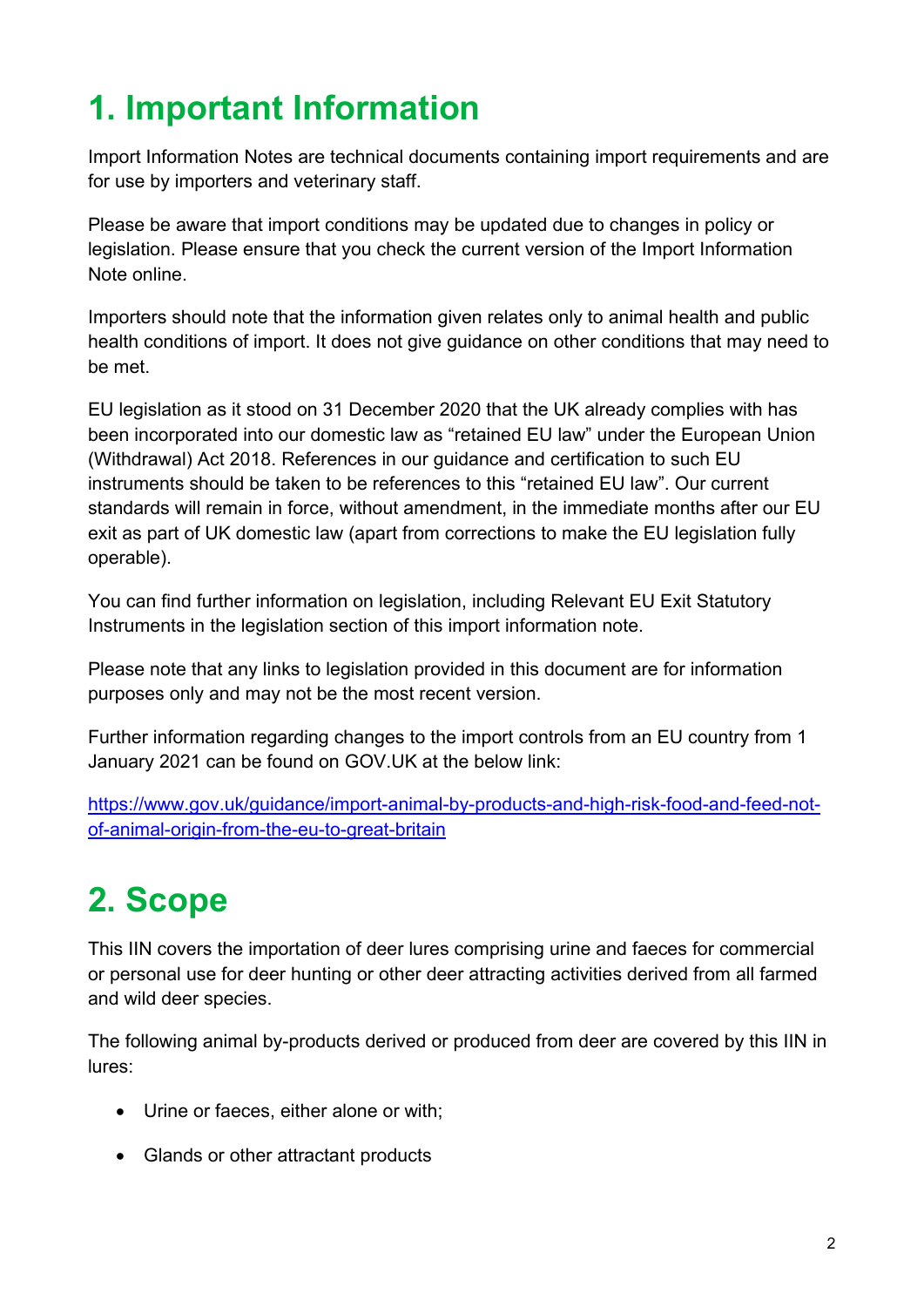# 1. Important Information

Import Information Notes are technical documents containing import requirements and are for use by importers and veterinary staff.

Please be aware that import conditions may be updated due to changes in policy or legislation. Please ensure that you check the current version of the Import Information Note online.

Importers should note that the information given relates only to animal health and public health conditions of import. It does not give guidance on other conditions that may need to be met.

EU legislation as it stood on 31 December 2020 that the UK already complies with has been incorporated into our domestic law as "retained EU law" under the European Union (Withdrawal) Act 2018. References in our guidance and certification to such EU instruments should be taken to be references to this "retained EU law". Our current standards will remain in force, without amendment, in the immediate months after our EU exit as part of UK domestic law (apart from corrections to make the EU legislation fully operable).

You can find further information on legislation, including Relevant EU Exit Statutory Instruments in the legislation section of this import information note.

Please note that any links to legislation provided in this document are for information purposes only and may not be the most recent version.

Further information regarding changes to the import controls from an EU country from 1 January 2021 can be found on GOV.UK at the below link:

https://www.gov.uk/guidance/import-animal-by-products-and-high-risk-food-and-feed-not-of-animal-origin-from-the-eu-to-great-britain

# 2. Scope

This IIN covers the importation of deer lures comprising urine and faeces for commercial or personal use for deer hunting or other deer attracting activities derived from all farmed and wild deer species.

The following animal by-products derived or produced from deer are covered by this IIN in lures:

- Urine or faeces, either alone or with;
- Glands or other attractant products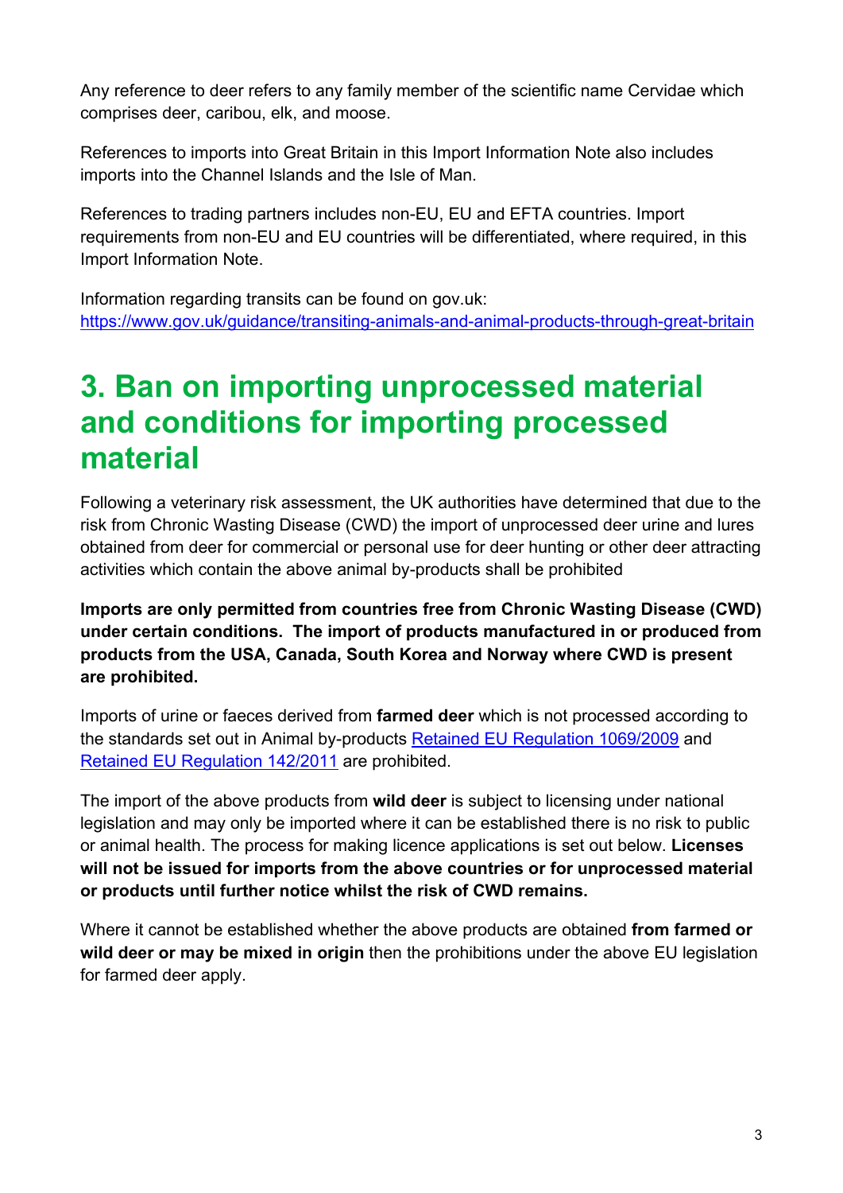Any reference to deer refers to any family member of the scientific name Cervidae which comprises deer, caribou, elk, and moose.

References to imports into Great Britain in this Import Information Note also includes imports into the Channel Islands and the Isle of Man.

References to trading partners includes non-EU, EU and EFTA countries. Import requirements from non-EU and EU countries will be differentiated, where required, in this Import Information Note.

Information regarding transits can be found on gov.uk: [https://www.gov.uk/guidance/transiting-animals-and-animal-products-through-great-britain](https://www.gov.uk/guidance/transiting-animals-and-animal-products-through-great-britain)

# 3. Ban on importing unprocessed material and conditions for importing processed material

Following a veterinary risk assessment, the UK authorities have determined that due to the risk from Chronic Wasting Disease (CWD) the import of unprocessed deer urine and lures obtained from deer for commercial or personal use for deer hunting or other deer attracting activities which contain the above animal by-products shall be prohibited

**Imports are only permitted from countries free from Chronic Wasting Disease (CWD) under certain conditions. The import of products manufactured in or produced from products from the USA, Canada, South Korea and Norway where CWD is present are prohibited.**

Imports of urine or faeces derived from **farmed deer** which is not processed according to the standards set out in Animal by-products Retained EU Regulation 1069/2009 and Retained EU Regulation 142/2011 are prohibited.

The import of the above products from **wild deer** is subject to licensing under national legislation and may only be imported where it can be established there is no risk to public or animal health. The process for making licence applications is set out below. **Licenses will not be issued for imports from the above countries or for unprocessed material or products until further notice whilst the risk of CWD remains.**

Where it cannot be established whether the above products are obtained **from farmed or wild deer or may be mixed in origin** then the prohibitions under the above EU legislation for farmed deer apply.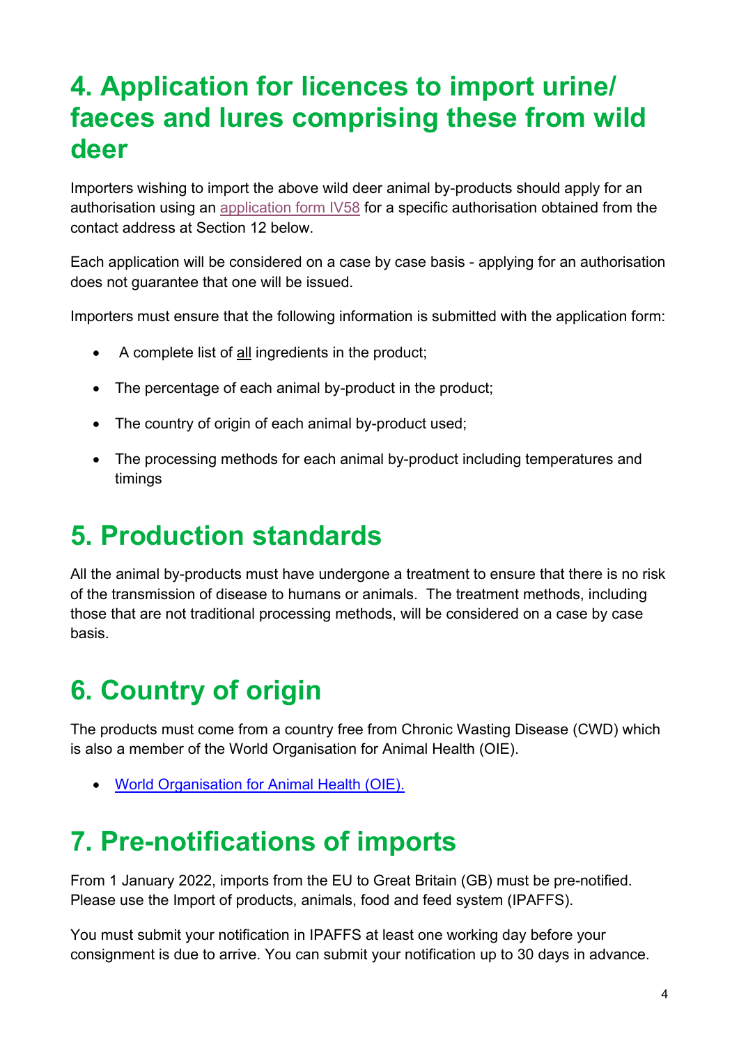# 4. Application for licences to import urine/ faeces and lures comprising these from wild deer

Importers wishing to import the above wild deer animal by-products should apply for an authorisation using an application form IV58 for a specific authorisation obtained from the contact address at Section 12 below.

Each application will be considered on a case by case basis - applying for an authorisation does not guarantee that one will be issued.

Importers must ensure that the following information is submitted with the application form:

- A complete list of all ingredients in the product;
- The percentage of each animal by-product in the product;
- The country of origin of each animal by-product used;
- The processing methods for each animal by-product including temperatures and timings

# 5. Production standards

All the animal by-products must have undergone a treatment to ensure that there is no risk of the transmission of disease to humans or animals. The treatment methods, including those that are not traditional processing methods, will be considered on a case by case basis.

# 6. Country of origin

The products must come from a country free from Chronic Wasting Disease (CWD) which is also a member of the World Organisation for Animal Health (OIE).

- World Organisation for Animal Health (OIE).

# 7. Pre-notifications of imports

From 1 January 2022, imports from the EU to Great Britain (GB) must be pre-notified. Please use the Import of products, animals, food and feed system (IPAFFS).

You must submit your notification in IPAFFS at least one working day before your consignment is due to arrive. You can submit your notification up to 30 days in advance.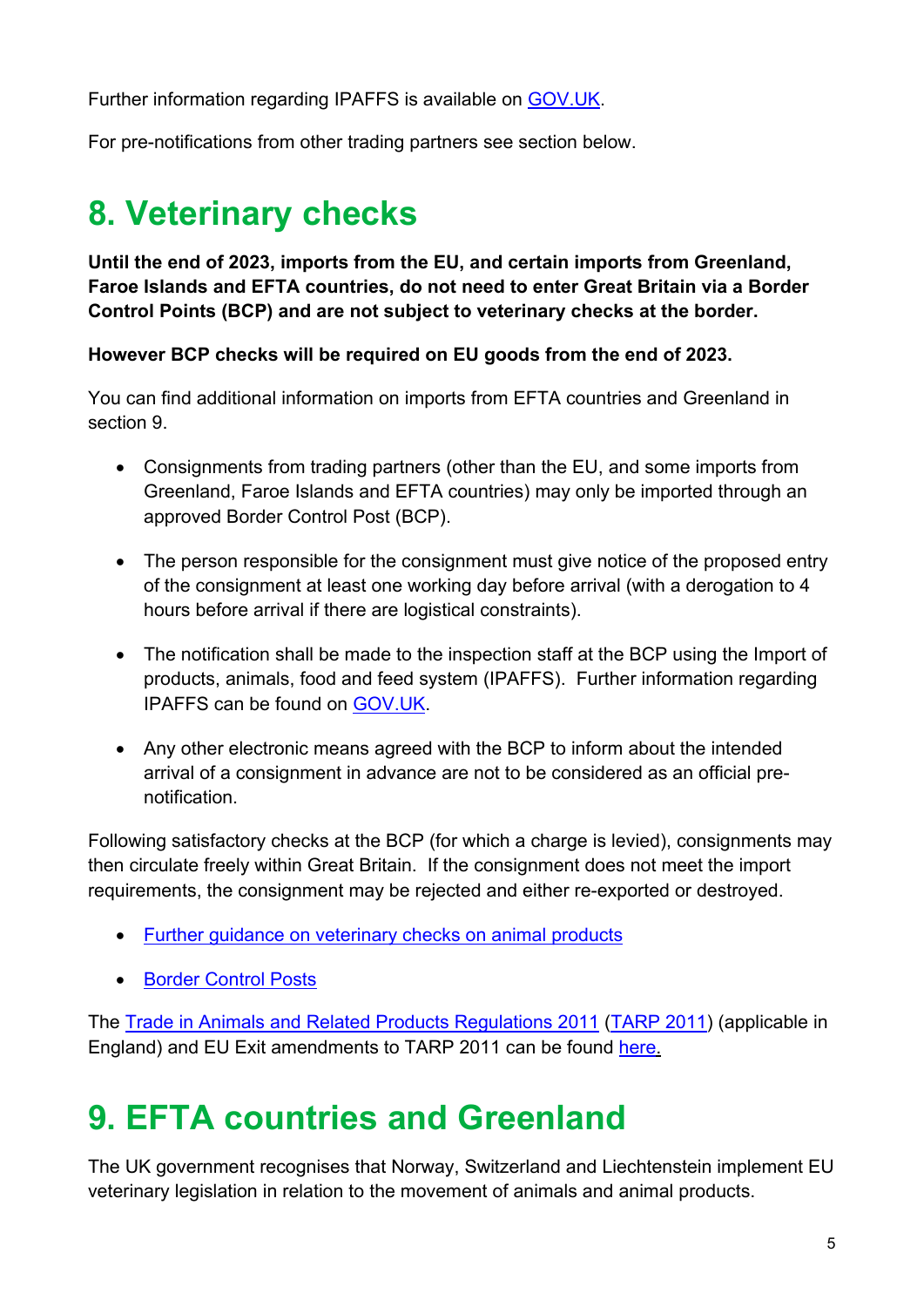Further information regarding IPAFFS is available on [GOV.UK](GOV.UK).

For pre-notifications from other trading partners see section below.

# 8. Veterinary checks

**Until the end of 2023, imports from the EU, and certain imports from Greenland, Faroe Islands and EFTA countries, do not need to enter Great Britain via a Border Control Points (BCP) and are not subject to veterinary checks at the border.**

**However BCP checks will be required on EU goods from the end of 2023.**

You can find additional information on imports from EFTA countries and Greenland in section 9.

- Consignments from trading partners (other than the EU, and some imports from Greenland, Faroe Islands and EFTA countries) may only be imported through an approved Border Control Post (BCP).
- The person responsible for the consignment must give notice of the proposed entry of the consignment at least one working day before arrival (with a derogation to 4 hours before arrival if there are logistical constraints).
- The notification shall be made to the inspection staff at the BCP using the Import of products, animals, food and feed system (IPAFFS). Further information regarding IPAFFS can be found on GOV.UK.
- Any other electronic means agreed with the BCP to inform about the intended arrival of a consignment in advance are not to be considered as an official pre-notification.

Following satisfactory checks at the BCP (for which a charge is levied), consignments may then circulate freely within Great Britain. If the consignment does not meet the import requirements, the consignment may be rejected and either re-exported or destroyed.

- Further guidance on veterinary checks on animal products
- Border Control Posts

The Trade in Animals and Related Products Regulations 2011 (TARP 2011) (applicable in England) and EU Exit amendments to TARP 2011 can be found here.

# 9. EFTA countries and Greenland

The UK government recognises that Norway, Switzerland and Liechtenstein implement EU veterinary legislation in relation to the movement of animals and animal products.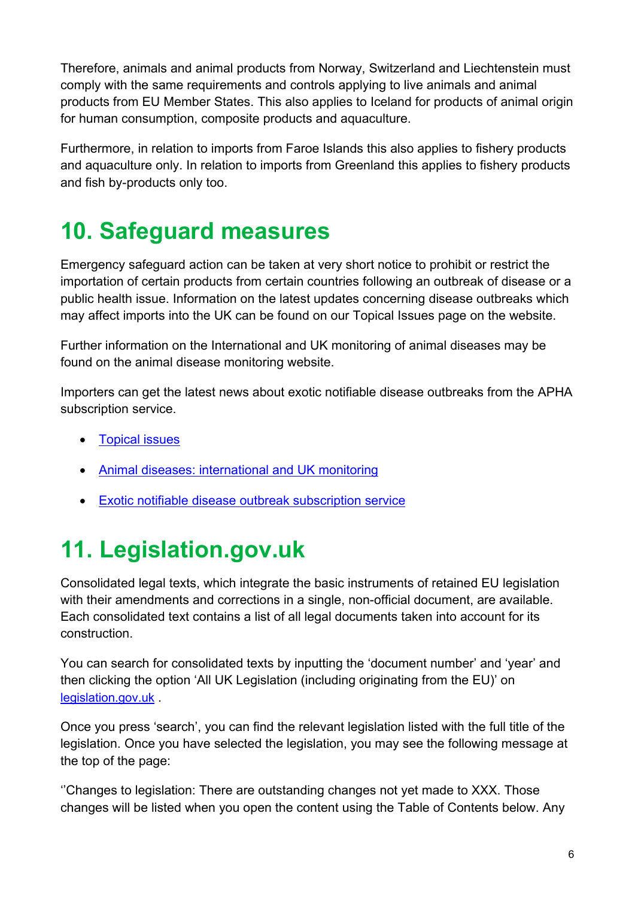Therefore, animals and animal products from Norway, Switzerland and Liechtenstein must comply with the same requirements and controls applying to live animals and animal products from EU Member States. This also applies to Iceland for products of animal origin for human consumption, composite products and aquaculture.

Furthermore, in relation to imports from Faroe Islands this also applies to fishery products and aquaculture only. In relation to imports from Greenland this applies to fishery products and fish by-products only too.

# 10. Safeguard measures

Emergency safeguard action can be taken at very short notice to prohibit or restrict the importation of certain products from certain countries following an outbreak of disease or a public health issue. Information on the latest updates concerning disease outbreaks which may affect imports into the UK can be found on our Topical Issues page on the website.

Further information on the International and UK monitoring of animal diseases may be found on the animal disease monitoring website.

Importers can get the latest news about exotic notifiable disease outbreaks from the APHA subscription service.

- Topical issues
- Animal diseases: international and UK monitoring
- Exotic notifiable disease outbreak subscription service

# 11. Legislation.gov.uk

Consolidated legal texts, which integrate the basic instruments of retained EU legislation with their amendments and corrections in a single, non-official document, are available. Each consolidated text contains a list of all legal documents taken into account for its construction.

You can search for consolidated texts by inputting the 'document number' and 'year' and then clicking the option 'All UK Legislation (including originating from the EU)' on legislation.gov.uk .

Once you press 'search', you can find the relevant legislation listed with the full title of the legislation. Once you have selected the legislation, you may see the following message at the top of the page:

''Changes to legislation: There are outstanding changes not yet made to XXX. Those changes will be listed when you open the content using the Table of Contents below. Any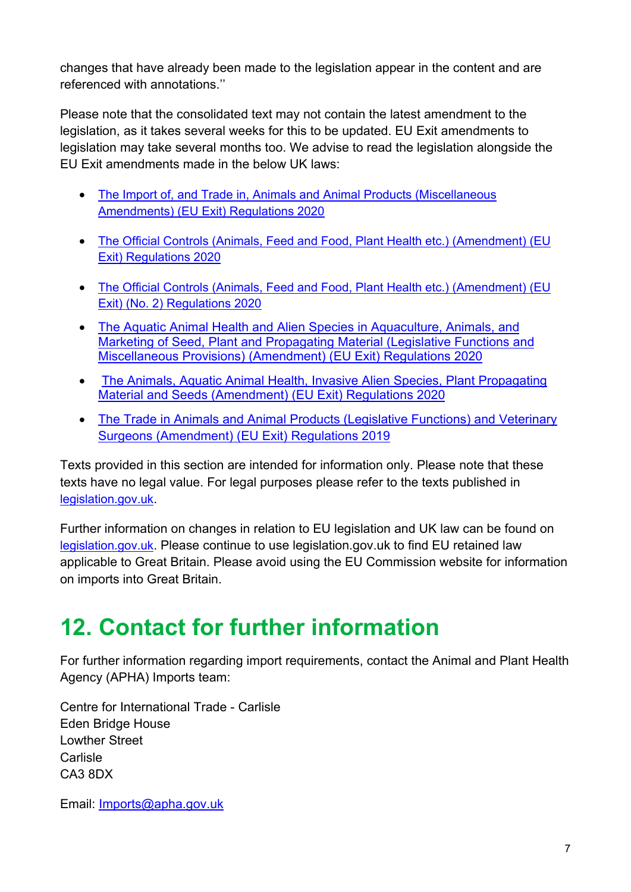changes that have already been made to the legislation appear in the content and are referenced with annotations.''

Please note that the consolidated text may not contain the latest amendment to the legislation, as it takes several weeks for this to be updated. EU Exit amendments to legislation may take several months too. We advise to read the legislation alongside the EU Exit amendments made in the below UK laws:

- The Import of, and Trade in, Animals and Animal Products (Miscellaneous Amendments) (EU Exit) Regulations 2020
- The Official Controls (Animals, Feed and Food, Plant Health etc.) (Amendment) (EU Exit) Regulations 2020
- The Official Controls (Animals, Feed and Food, Plant Health etc.) (Amendment) (EU Exit) (No. 2) Regulations 2020
- The Aquatic Animal Health and Alien Species in Aquaculture, Animals, and Marketing of Seed, Plant and Propagating Material (Legislative Functions and Miscellaneous Provisions) (Amendment) (EU Exit) Regulations 2020
- The Animals, Aquatic Animal Health, Invasive Alien Species, Plant Propagating Material and Seeds (Amendment) (EU Exit) Regulations 2020
- The Trade in Animals and Animal Products (Legislative Functions) and Veterinary Surgeons (Amendment) (EU Exit) Regulations 2019

Texts provided in this section are intended for information only. Please note that these texts have no legal value. For legal purposes please refer to the texts published in legislation.gov.uk.

Further information on changes in relation to EU legislation and UK law can be found on legislation.gov.uk. Please continue to use legislation.gov.uk to find EU retained law applicable to Great Britain. Please avoid using the EU Commission website for information on imports into Great Britain.

# 12. Contact for further information

For further information regarding import requirements, contact the Animal and Plant Health Agency (APHA) Imports team:

Centre for International Trade - Carlisle
Eden Bridge House
Lowther Street
Carlisle
CA3 8DX

Email: Imports@apha.gov.uk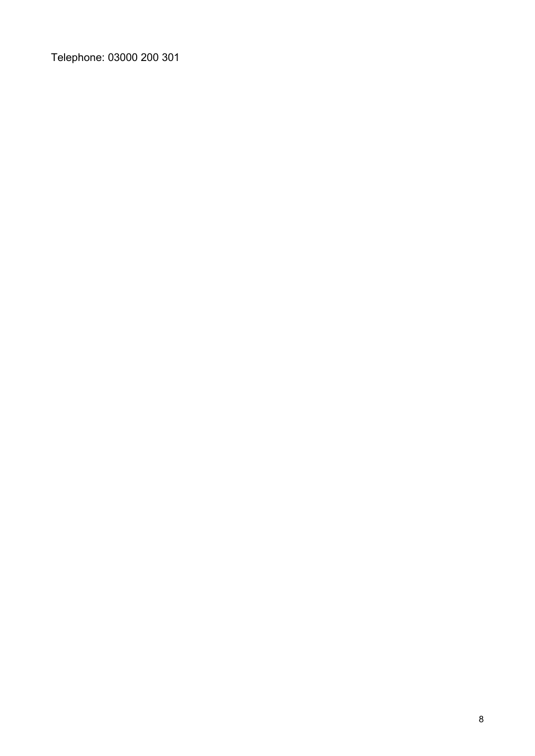Telephone: 03000 200 301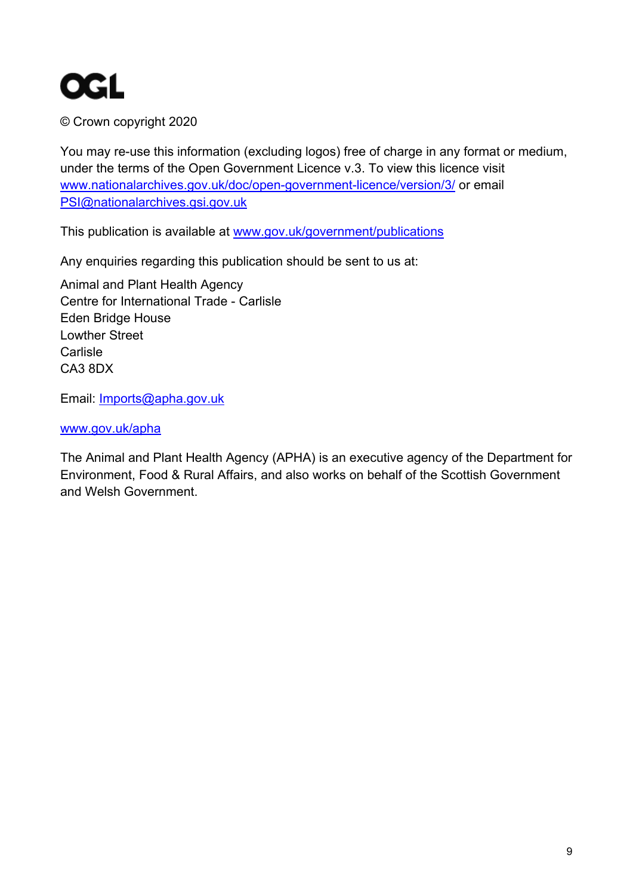OGL

© Crown copyright 2020

You may re-use this information (excluding logos) free of charge in any format or medium, under the terms of the Open Government Licence v.3. To view this licence visit www.nationalarchives.gov.uk/doc/open-government-licence/version/3/ or email PSI@nationalarchives.gsi.gov.uk

This publication is available at www.gov.uk/government/publications

Any enquiries regarding this publication should be sent to us at:

Animal and Plant Health Agency
Centre for International Trade - Carlisle
Eden Bridge House
Lowther Street
Carlisle
CA3 8DX

Email: Imports@apha.gov.uk

www.gov.uk/apha

The Animal and Plant Health Agency (APHA) is an executive agency of the Department for Environment, Food & Rural Affairs, and also works on behalf of the Scottish Government and Welsh Government.